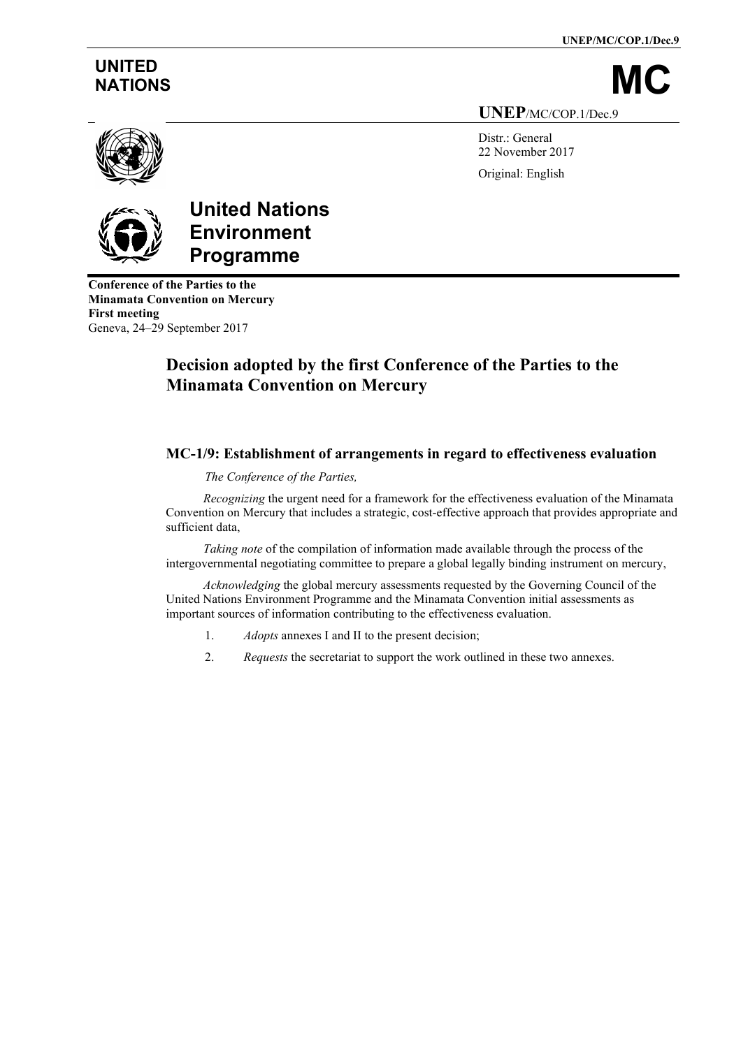UNITED NATIONS

**MC**

**UNEP**/MC/COP.1/Dec.9

Distr.: General
22 November 2017

Original: English

**United Nations Environment Programme**

**Conference of the Parties to the Minamata Convention on Mercury**
**First meeting**
Geneva, 24–29 September 2017

# Decision adopted by the first Conference of the Parties to the Minamata Convention on Mercury

## MC-1/9: Establishment of arrangements in regard to effectiveness evaluation

*The Conference of the Parties,*

*Recognizing* the urgent need for a framework for the effectiveness evaluation of the Minamata Convention on Mercury that includes a strategic, cost-effective approach that provides appropriate and sufficient data,

*Taking note* of the compilation of information made available through the process of the intergovernmental negotiating committee to prepare a global legally binding instrument on mercury,

*Acknowledging* the global mercury assessments requested by the Governing Council of the United Nations Environment Programme and the Minamata Convention initial assessments as important sources of information contributing to the effectiveness evaluation.

1. *Adopts* annexes I and II to the present decision;

2. *Requests* the secretariat to support the work outlined in these two annexes.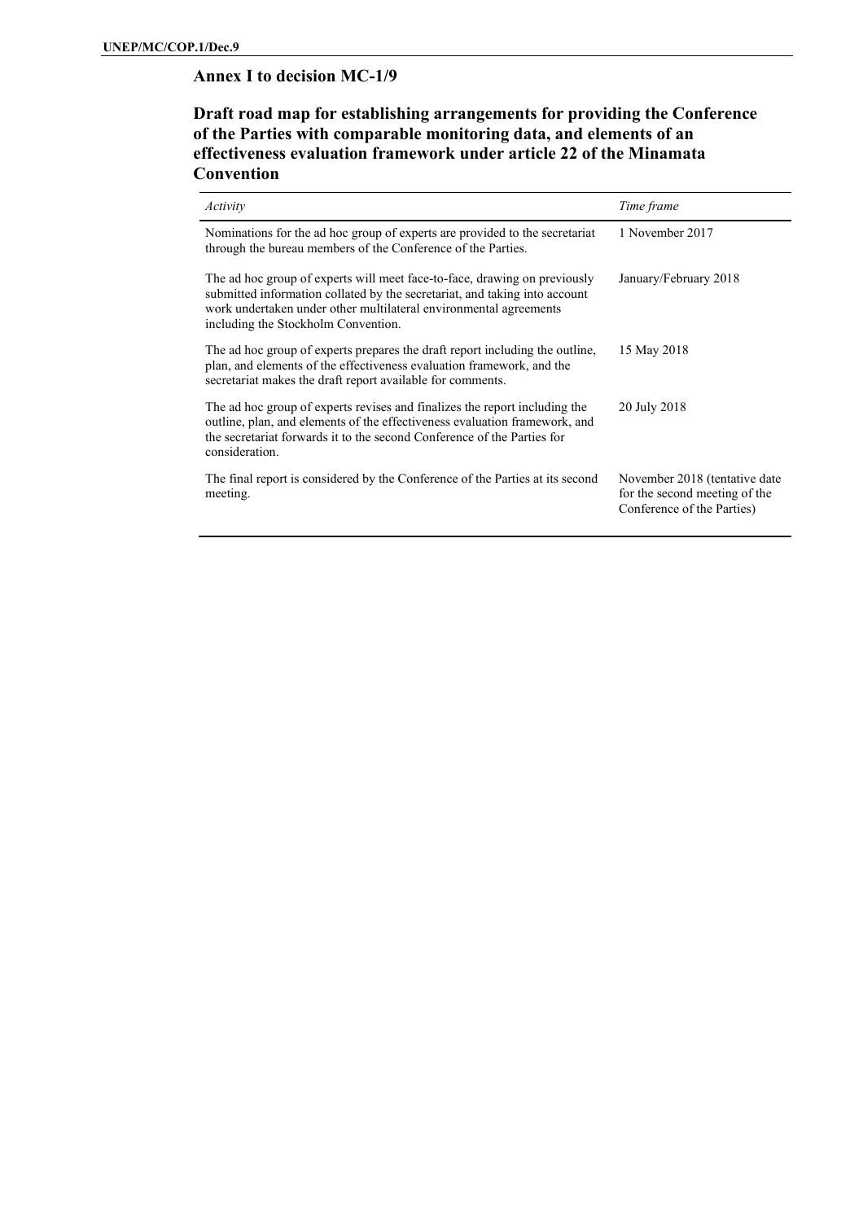## Annex I to decision MC-1/9

## Draft road map for establishing arrangements for providing the Conference of the Parties with comparable monitoring data, and elements of an effectiveness evaluation framework under article 22 of the Minamata Convention

| *Activity* | *Time frame* |
|---|---|
| Nominations for the ad hoc group of experts are provided to the secretariat through the bureau members of the Conference of the Parties. | 1 November 2017 |
| The ad hoc group of experts will meet face-to-face, drawing on previously submitted information collated by the secretariat, and taking into account work undertaken under other multilateral environmental agreements including the Stockholm Convention. | January/February 2018 |
| The ad hoc group of experts prepares the draft report including the outline, plan, and elements of the effectiveness evaluation framework, and the secretariat makes the draft report available for comments. | 15 May 2018 |
| The ad hoc group of experts revises and finalizes the report including the outline, plan, and elements of the effectiveness evaluation framework, and the secretariat forwards it to the second Conference of the Parties for consideration. | 20 July 2018 |
| The final report is considered by the Conference of the Parties at its second meeting. | November 2018 (tentative date for the second meeting of the Conference of the Parties) |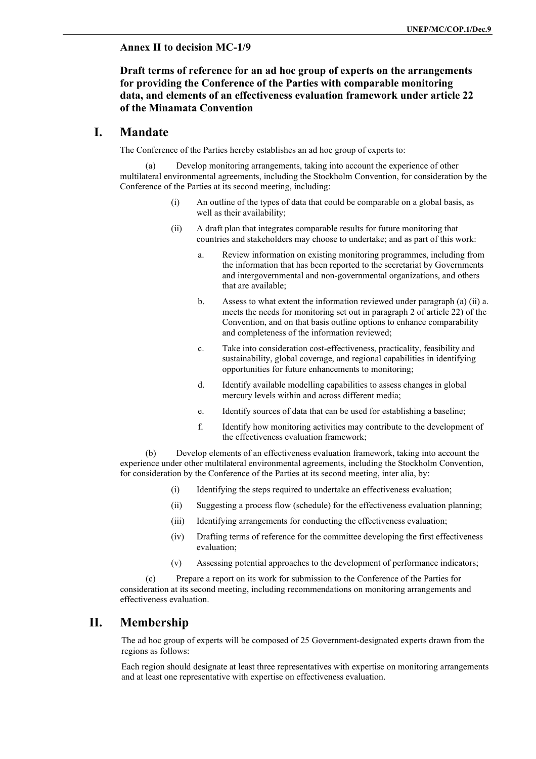## Annex II to decision MC-1/9

## Draft terms of reference for an ad hoc group of experts on the arrangements for providing the Conference of the Parties with comparable monitoring data, and elements of an effectiveness evaluation framework under article 22 of the Minamata Convention

# I. Mandate

The Conference of the Parties hereby establishes an ad hoc group of experts to:

(a) Develop monitoring arrangements, taking into account the experience of other multilateral environmental agreements, including the Stockholm Convention, for consideration by the Conference of the Parties at its second meeting, including:

- (i) An outline of the types of data that could be comparable on a global basis, as well as their availability;
- (ii) A draft plan that integrates comparable results for future monitoring that countries and stakeholders may choose to undertake; and as part of this work:
  - a. Review information on existing monitoring programmes, including from the information that has been reported to the secretariat by Governments and intergovernmental and non-governmental organizations, and others that are available;
  - b. Assess to what extent the information reviewed under paragraph (a) (ii) a. meets the needs for monitoring set out in paragraph 2 of article 22) of the Convention, and on that basis outline options to enhance comparability and completeness of the information reviewed;
  - c. Take into consideration cost-effectiveness, practicality, feasibility and sustainability, global coverage, and regional capabilities in identifying opportunities for future enhancements to monitoring;
  - d. Identify available modelling capabilities to assess changes in global mercury levels within and across different media;
  - e. Identify sources of data that can be used for establishing a baseline;
  - f. Identify how monitoring activities may contribute to the development of the effectiveness evaluation framework;

(b) Develop elements of an effectiveness evaluation framework, taking into account the experience under other multilateral environmental agreements, including the Stockholm Convention, for consideration by the Conference of the Parties at its second meeting, inter alia, by:

- (i) Identifying the steps required to undertake an effectiveness evaluation;
- (ii) Suggesting a process flow (schedule) for the effectiveness evaluation planning;
- (iii) Identifying arrangements for conducting the effectiveness evaluation;
- (iv) Drafting terms of reference for the committee developing the first effectiveness evaluation;
- (v) Assessing potential approaches to the development of performance indicators;

(c) Prepare a report on its work for submission to the Conference of the Parties for consideration at its second meeting, including recommendations on monitoring arrangements and effectiveness evaluation.

# II. Membership

The ad hoc group of experts will be composed of 25 Government-designated experts drawn from the regions as follows:

Each region should designate at least three representatives with expertise on monitoring arrangements and at least one representative with expertise on effectiveness evaluation.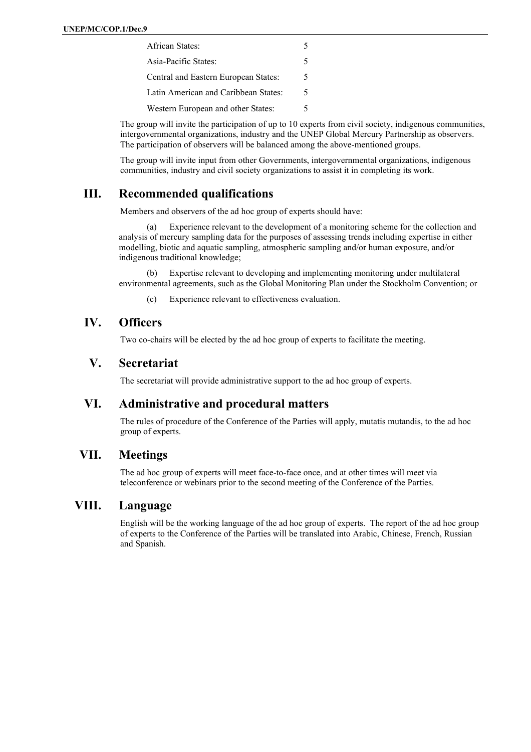| | |
|---|---|
| African States: | 5 |
| Asia-Pacific States: | 5 |
| Central and Eastern European States: | 5 |
| Latin American and Caribbean States: | 5 |
| Western European and other States: | 5 |

The group will invite the participation of up to 10 experts from civil society, indigenous communities, intergovernmental organizations, industry and the UNEP Global Mercury Partnership as observers. The participation of observers will be balanced among the above-mentioned groups.

The group will invite input from other Governments, intergovernmental organizations, indigenous communities, industry and civil society organizations to assist it in completing its work.

## III. Recommended qualifications

Members and observers of the ad hoc group of experts should have:

(a) Experience relevant to the development of a monitoring scheme for the collection and analysis of mercury sampling data for the purposes of assessing trends including expertise in either modelling, biotic and aquatic sampling, atmospheric sampling and/or human exposure, and/or indigenous traditional knowledge;

(b) Expertise relevant to developing and implementing monitoring under multilateral environmental agreements, such as the Global Monitoring Plan under the Stockholm Convention; or

(c) Experience relevant to effectiveness evaluation.

## IV. Officers

Two co-chairs will be elected by the ad hoc group of experts to facilitate the meeting.

## V. Secretariat

The secretariat will provide administrative support to the ad hoc group of experts.

## VI. Administrative and procedural matters

The rules of procedure of the Conference of the Parties will apply, mutatis mutandis, to the ad hoc group of experts.

## VII. Meetings

The ad hoc group of experts will meet face-to-face once, and at other times will meet via teleconference or webinars prior to the second meeting of the Conference of the Parties.

## VIII. Language

English will be the working language of the ad hoc group of experts. The report of the ad hoc group of experts to the Conference of the Parties will be translated into Arabic, Chinese, French, Russian and Spanish.